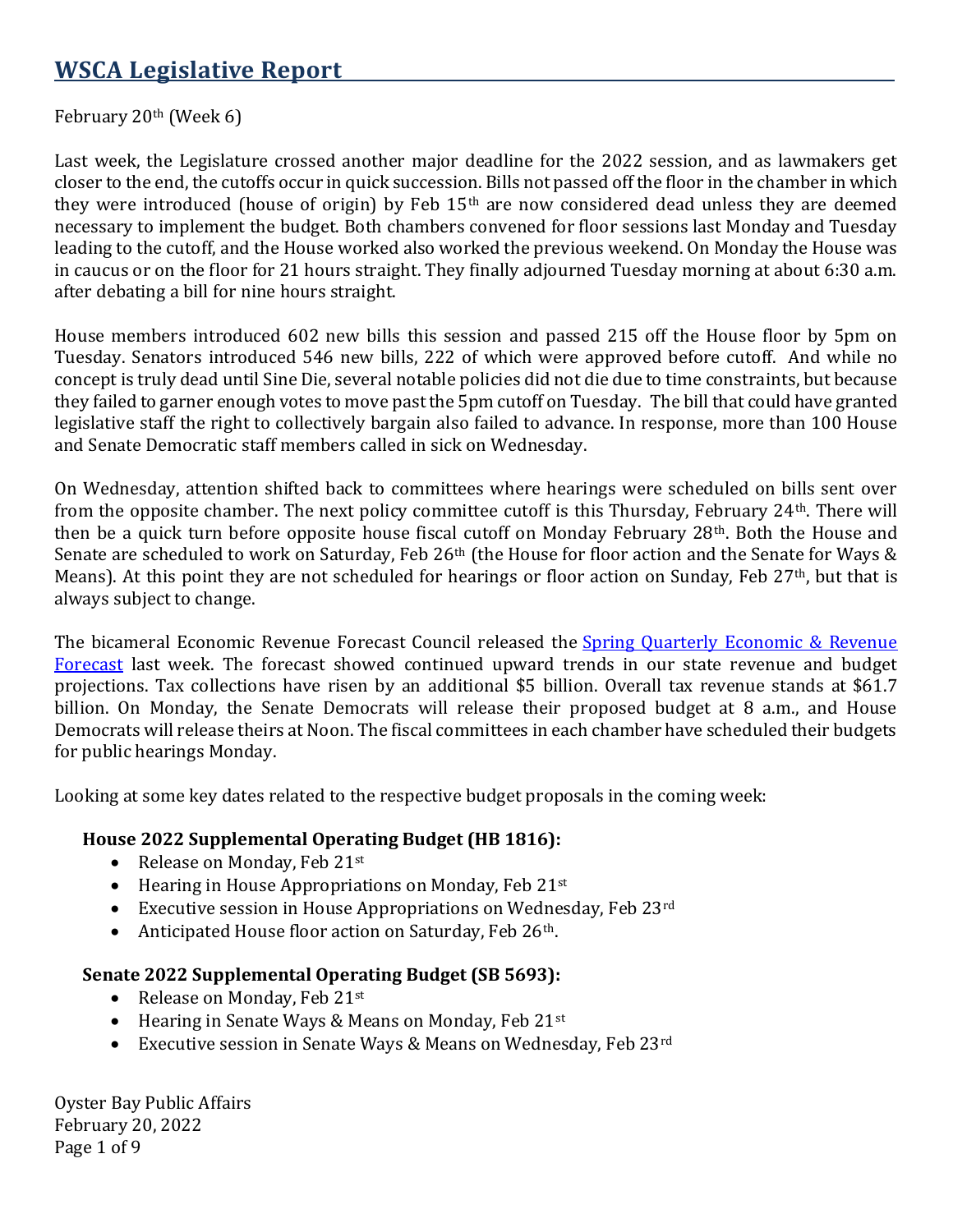# WSCA Legislative Report

February 20th (Week 6)

Last week, the Legislature crossed another major deadline for the 2022 session, and as lawmakers get closer to the end, the cutoffs occur in quick succession. Bills not passed off the floor in the chamber in which they were introduced (house of origin) by Feb 15th are now considered dead unless they are deemed necessary to implement the budget. Both chambers convened for floor sessions last Monday and Tuesday leading to the cutoff, and the House worked also worked the previous weekend. On Monday the House was in caucus or on the floor for 21 hours straight. They finally adjourned Tuesday morning at about 6:30 a.m. after debating a bill for nine hours straight.

House members introduced 602 new bills this session and passed 215 off the House floor by 5pm on Tuesday. Senators introduced 546 new bills, 222 of which were approved before cutoff. And while no concept is truly dead until Sine Die, several notable policies did not die due to time constraints, but because they failed to garner enough votes to move past the 5pm cutoff on Tuesday. The bill that could have granted legislative staff the right to collectively bargain also failed to advance. In response, more than 100 House and Senate Democratic staff members called in sick on Wednesday.

On Wednesday, attention shifted back to committees where hearings were scheduled on bills sent over from the opposite chamber. The next policy committee cutoff is this Thursday, February 24th. There will then be a quick turn before opposite house fiscal cutoff on Monday February 28th. Both the House and Senate are scheduled to work on Saturday, Feb 26th (the House for floor action and the Senate for Ways & Means). At this point they are not scheduled for hearings or floor action on Sunday, Feb 27th, but that is always subject to change.

The bicameral Economic Revenue Forecast Council released the [Spring Quarterly Economic & Revenue Forecast]() last week. The forecast showed continued upward trends in our state revenue and budget projections. Tax collections have risen by an additional $5 billion. Overall tax revenue stands at $61.7 billion. On Monday, the Senate Democrats will release their proposed budget at 8 a.m., and House Democrats will release theirs at Noon. The fiscal committees in each chamber have scheduled their budgets for public hearings Monday.

Looking at some key dates related to the respective budget proposals in the coming week:

**House 2022 Supplemental Operating Budget (HB 1816):**

- Release on Monday, Feb 21st
- Hearing in House Appropriations on Monday, Feb 21st
- Executive session in House Appropriations on Wednesday, Feb 23rd
- Anticipated House floor action on Saturday, Feb 26th.

**Senate 2022 Supplemental Operating Budget (SB 5693):**

- Release on Monday, Feb 21st
- Hearing in Senate Ways & Means on Monday, Feb 21st
- Executive session in Senate Ways & Means on Wednesday, Feb 23rd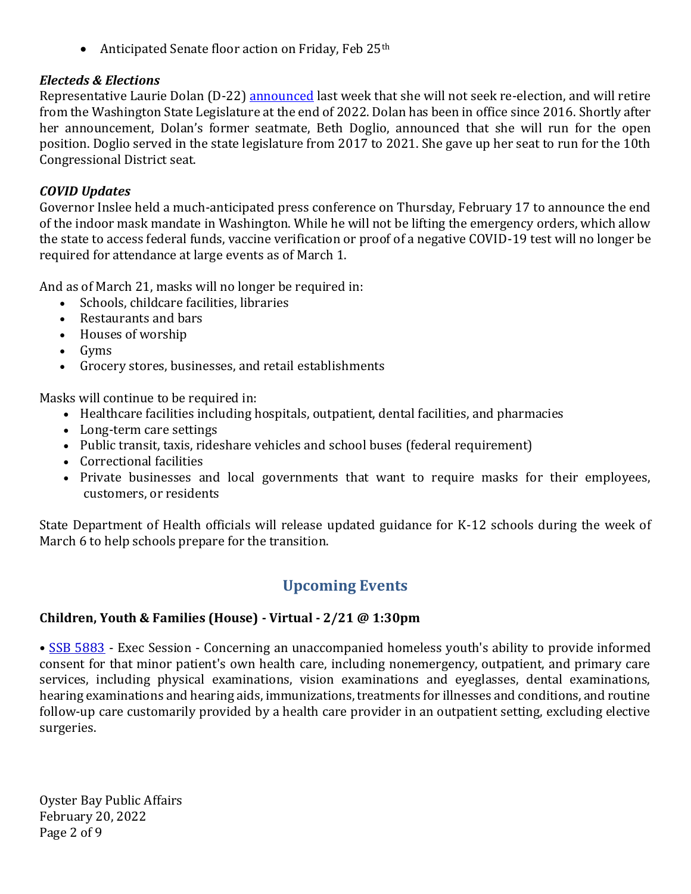- Anticipated Senate floor action on Friday, Feb 25th

### *Electeds & Elections*

Representative Laurie Dolan (D-22) announced last week that she will not seek re-election, and will retire from the Washington State Legislature at the end of 2022. Dolan has been in office since 2016. Shortly after her announcement, Dolan's former seatmate, Beth Doglio, announced that she will run for the open position. Doglio served in the state legislature from 2017 to 2021. She gave up her seat to run for the 10th Congressional District seat.

### *COVID Updates*

Governor Inslee held a much-anticipated press conference on Thursday, February 17 to announce the end of the indoor mask mandate in Washington. While he will not be lifting the emergency orders, which allow the state to access federal funds, vaccine verification or proof of a negative COVID-19 test will no longer be required for attendance at large events as of March 1.

And as of March 21, masks will no longer be required in:

- Schools, childcare facilities, libraries
- Restaurants and bars
- Houses of worship
- Gyms
- Grocery stores, businesses, and retail establishments

Masks will continue to be required in:

- Healthcare facilities including hospitals, outpatient, dental facilities, and pharmacies
- Long-term care settings
- Public transit, taxis, rideshare vehicles and school buses (federal requirement)
- Correctional facilities
- Private businesses and local governments that want to require masks for their employees, customers, or residents

State Department of Health officials will release updated guidance for K-12 schools during the week of March 6 to help schools prepare for the transition.

## Upcoming Events

**Children, Youth & Families (House) - Virtual - 2/21 @ 1:30pm**

• SSB 5883 - Exec Session - Concerning an unaccompanied homeless youth's ability to provide informed consent for that minor patient's own health care, including nonemergency, outpatient, and primary care services, including physical examinations, vision examinations and eyeglasses, dental examinations, hearing examinations and hearing aids, immunizations, treatments for illnesses and conditions, and routine follow-up care customarily provided by a health care provider in an outpatient setting, excluding elective surgeries.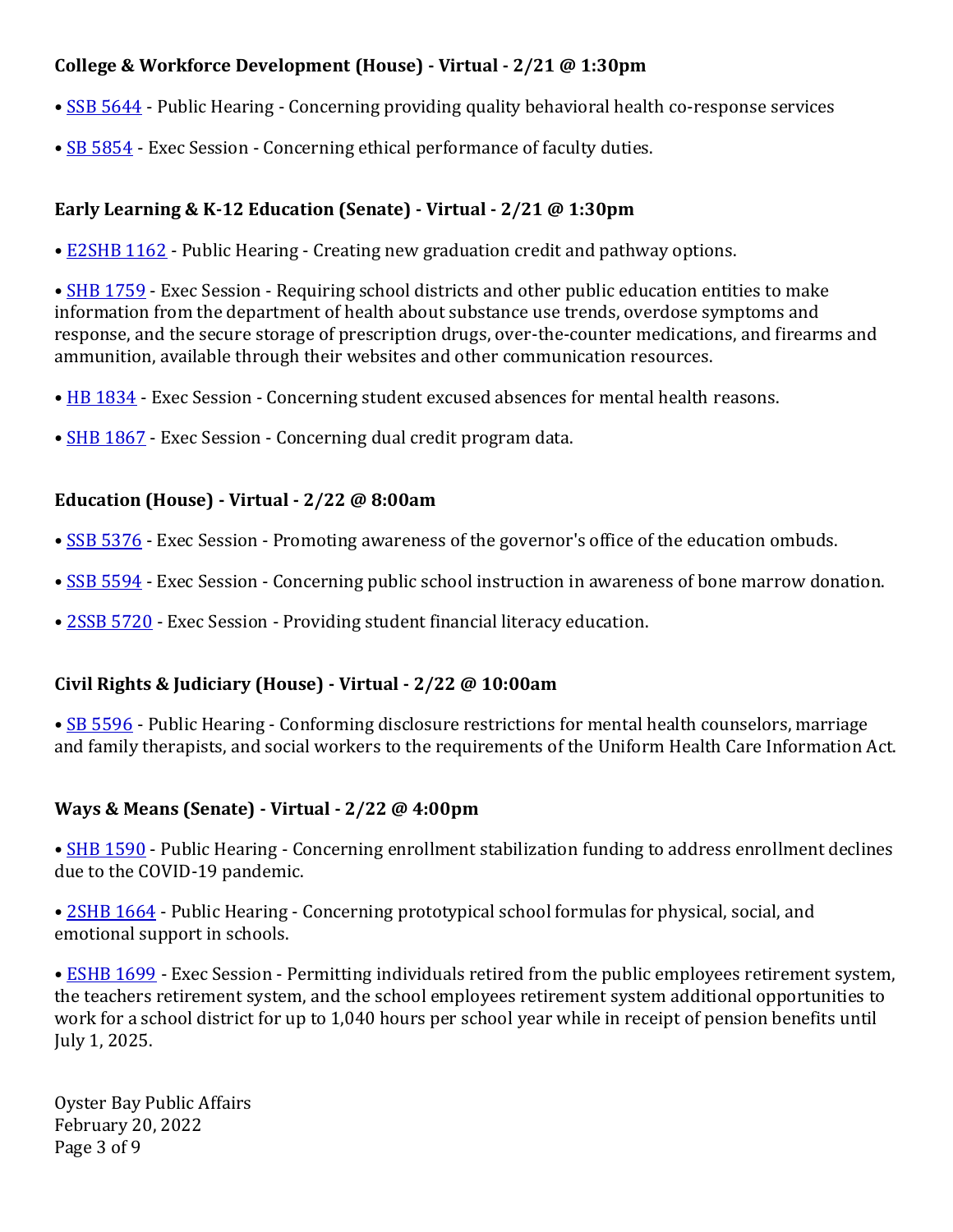**College & Workforce Development (House) - Virtual - 2/21 @ 1:30pm**

- SSB 5644 - Public Hearing - Concerning providing quality behavioral health co-response services
- SB 5854 - Exec Session - Concerning ethical performance of faculty duties.

**Early Learning & K-12 Education (Senate) - Virtual - 2/21 @ 1:30pm**

- E2SHB 1162 - Public Hearing - Creating new graduation credit and pathway options.
- SHB 1759 - Exec Session - Requiring school districts and other public education entities to make information from the department of health about substance use trends, overdose symptoms and response, and the secure storage of prescription drugs, over-the-counter medications, and firearms and ammunition, available through their websites and other communication resources.
- HB 1834 - Exec Session - Concerning student excused absences for mental health reasons.
- SHB 1867 - Exec Session - Concerning dual credit program data.

**Education (House) - Virtual - 2/22 @ 8:00am**

- SSB 5376 - Exec Session - Promoting awareness of the governor's office of the education ombuds.
- SSB 5594 - Exec Session - Concerning public school instruction in awareness of bone marrow donation.
- 2SSB 5720 - Exec Session - Providing student financial literacy education.

**Civil Rights & Judiciary (House) - Virtual - 2/22 @ 10:00am**

- SB 5596 - Public Hearing - Conforming disclosure restrictions for mental health counselors, marriage and family therapists, and social workers to the requirements of the Uniform Health Care Information Act.

**Ways & Means (Senate) - Virtual - 2/22 @ 4:00pm**

- SHB 1590 - Public Hearing - Concerning enrollment stabilization funding to address enrollment declines due to the COVID-19 pandemic.
- 2SHB 1664 - Public Hearing - Concerning prototypical school formulas for physical, social, and emotional support in schools.
- ESHB 1699 - Exec Session - Permitting individuals retired from the public employees retirement system, the teachers retirement system, and the school employees retirement system additional opportunities to work for a school district for up to 1,040 hours per school year while in receipt of pension benefits until July 1, 2025.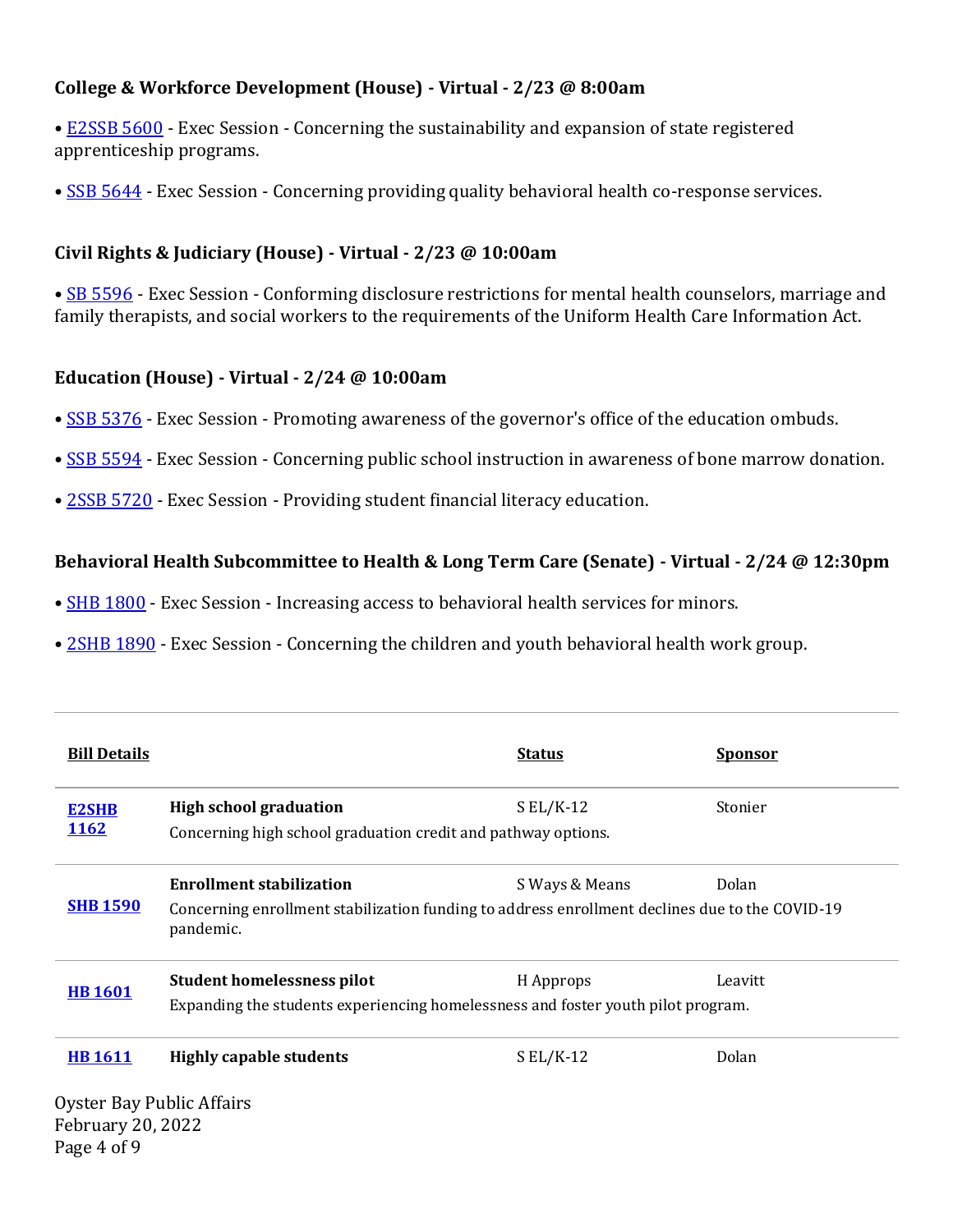**College & Workforce Development (House) - Virtual - 2/23 @ 8:00am**

- E2SSB 5600 - Exec Session - Concerning the sustainability and expansion of state registered apprenticeship programs.
- SSB 5644 - Exec Session - Concerning providing quality behavioral health co-response services.

**Civil Rights & Judiciary (House) - Virtual - 2/23 @ 10:00am**

- SB 5596 - Exec Session - Conforming disclosure restrictions for mental health counselors, marriage and family therapists, and social workers to the requirements of the Uniform Health Care Information Act.

**Education (House) - Virtual - 2/24 @ 10:00am**

- SSB 5376 - Exec Session - Promoting awareness of the governor's office of the education ombuds.
- SSB 5594 - Exec Session - Concerning public school instruction in awareness of bone marrow donation.
- 2SSB 5720 - Exec Session - Providing student financial literacy education.

**Behavioral Health Subcommittee to Health & Long Term Care (Senate) - Virtual - 2/24 @ 12:30pm**

- SHB 1800 - Exec Session - Increasing access to behavioral health services for minors.
- 2SHB 1890 - Exec Session - Concerning the children and youth behavioral health work group.

---

| Bill Details | | Status | Sponsor |
|---|---|---|---|
| **E2SHB 1162** | **High school graduation**<br>Concerning high school graduation credit and pathway options. | S EL/K-12 | Stonier |
| **SHB 1590** | **Enrollment stabilization**<br>Concerning enrollment stabilization funding to address enrollment declines due to the COVID-19 pandemic. | S Ways & Means | Dolan |
| **HB 1601** | **Student homelessness pilot**<br>Expanding the students experiencing homelessness and foster youth pilot program. | H Approps | Leavitt |
| **HB 1611** | **Highly capable students** | S EL/K-12 | Dolan |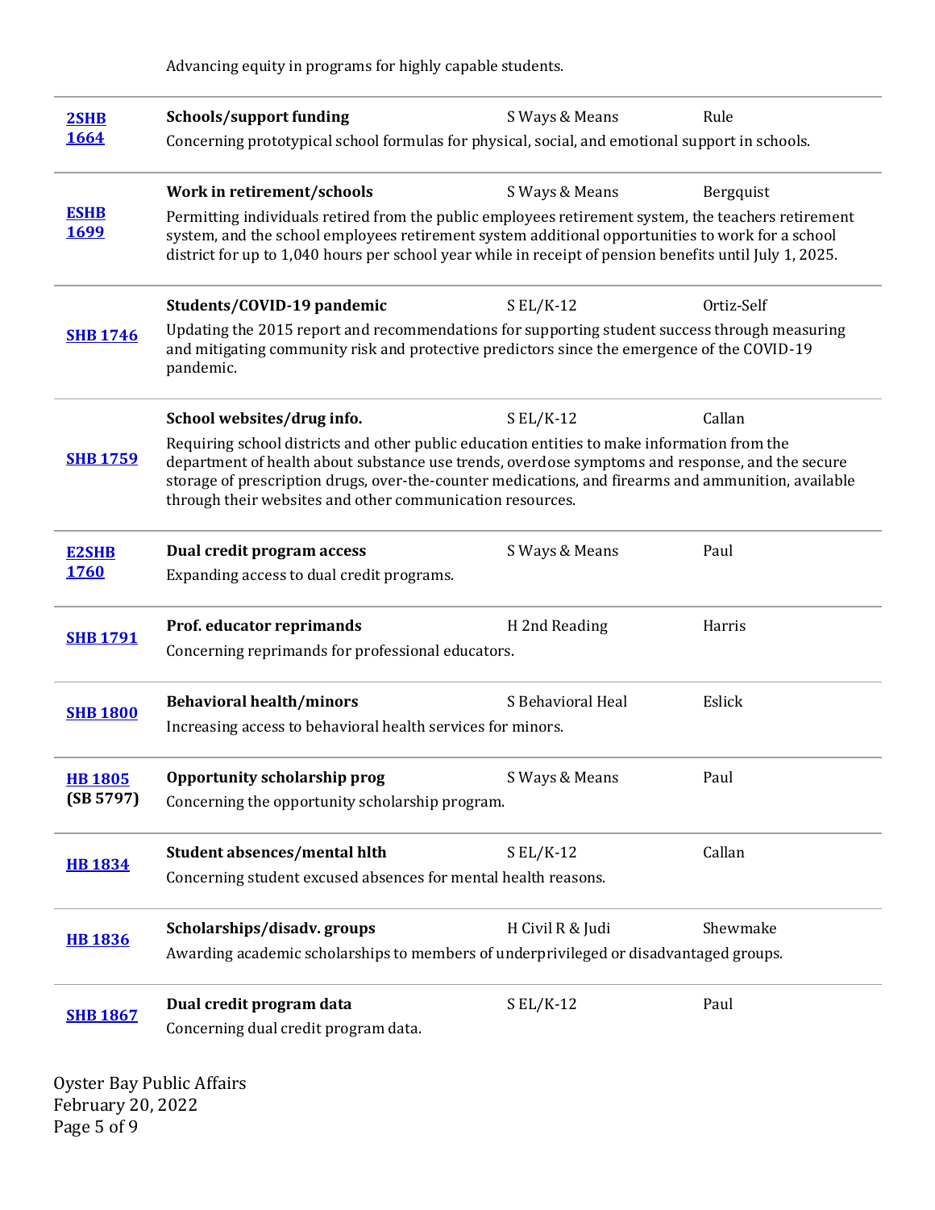Advancing equity in programs for highly capable students.

| Bill | Title / Description | Status | Sponsor |
|---|---|---|---|
| **2SHB 1664** | **Schools/support funding**<br>Concerning prototypical school formulas for physical, social, and emotional support in schools. | S Ways & Means | Rule |
| **ESHB 1699** | **Work in retirement/schools**<br>Permitting individuals retired from the public employees retirement system, the teachers retirement system, and the school employees retirement system additional opportunities to work for a school district for up to 1,040 hours per school year while in receipt of pension benefits until July 1, 2025. | S Ways & Means | Bergquist |
| **SHB 1746** | **Students/COVID-19 pandemic**<br>Updating the 2015 report and recommendations for supporting student success through measuring and mitigating community risk and protective predictors since the emergence of the COVID-19 pandemic. | S EL/K-12 | Ortiz-Self |
| **SHB 1759** | **School websites/drug info.**<br>Requiring school districts and other public education entities to make information from the department of health about substance use trends, overdose symptoms and response, and the secure storage of prescription drugs, over-the-counter medications, and firearms and ammunition, available through their websites and other communication resources. | S EL/K-12 | Callan |
| **E2SHB 1760** | **Dual credit program access**<br>Expanding access to dual credit programs. | S Ways & Means | Paul |
| **SHB 1791** | **Prof. educator reprimands**<br>Concerning reprimands for professional educators. | H 2nd Reading | Harris |
| **SHB 1800** | **Behavioral health/minors**<br>Increasing access to behavioral health services for minors. | S Behavioral Heal | Eslick |
| **HB 1805 (SB 5797)** | **Opportunity scholarship prog**<br>Concerning the opportunity scholarship program. | S Ways & Means | Paul |
| **HB 1834** | **Student absences/mental hlth**<br>Concerning student excused absences for mental health reasons. | S EL/K-12 | Callan |
| **HB 1836** | **Scholarships/disadv. groups**<br>Awarding academic scholarships to members of underprivileged or disadvantaged groups. | H Civil R & Judi | Shewmake |
| **SHB 1867** | **Dual credit program data**<br>Concerning dual credit program data. | S EL/K-12 | Paul |

Oyster Bay Public Affairs
February 20, 2022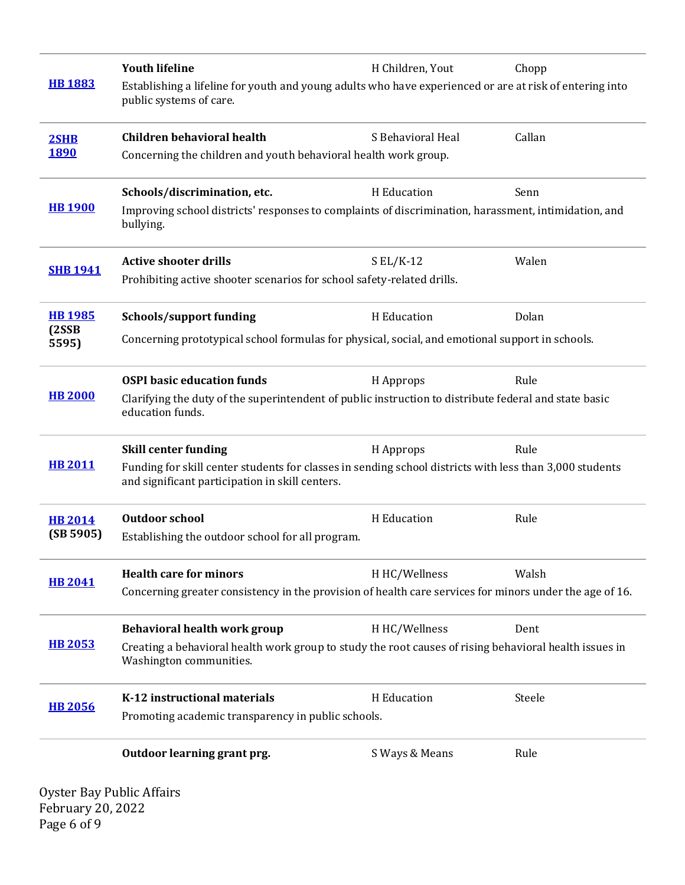| Bill | Title / Description | Committee | Sponsor |
|---|---|---|---|
| HB 1883 | **Youth lifeline**<br>Establishing a lifeline for youth and young adults who have experienced or are at risk of entering into public systems of care. | H Children, Yout | Chopp |
| 2SHB 1890 | **Children behavioral health**<br>Concerning the children and youth behavioral health work group. | S Behavioral Heal | Callan |
| HB 1900 | **Schools/discrimination, etc.**<br>Improving school districts' responses to complaints of discrimination, harassment, intimidation, and bullying. | H Education | Senn |
| SHB 1941 | **Active shooter drills**<br>Prohibiting active shooter scenarios for school safety-related drills. | S EL/K-12 | Walen |
| HB 1985 (2SSB 5595) | **Schools/support funding**<br>Concerning prototypical school formulas for physical, social, and emotional support in schools. | H Education | Dolan |
| HB 2000 | **OSPI basic education funds**<br>Clarifying the duty of the superintendent of public instruction to distribute federal and state basic education funds. | H Approps | Rule |
| HB 2011 | **Skill center funding**<br>Funding for skill center students for classes in sending school districts with less than 3,000 students and significant participation in skill centers. | H Approps | Rule |
| HB 2014 (SB 5905) | **Outdoor school**<br>Establishing the outdoor school for all program. | H Education | Rule |
| HB 2041 | **Health care for minors**<br>Concerning greater consistency in the provision of health care services for minors under the age of 16. | H HC/Wellness | Walsh |
| HB 2053 | **Behavioral health work group**<br>Creating a behavioral health work group to study the root causes of rising behavioral health issues in Washington communities. | H HC/Wellness | Dent |
| HB 2056 | **K-12 instructional materials**<br>Promoting academic transparency in public schools. | H Education | Steele |
| | **Outdoor learning grant prg.** | S Ways & Means | Rule |

Oyster Bay Public Affairs
February 20, 2022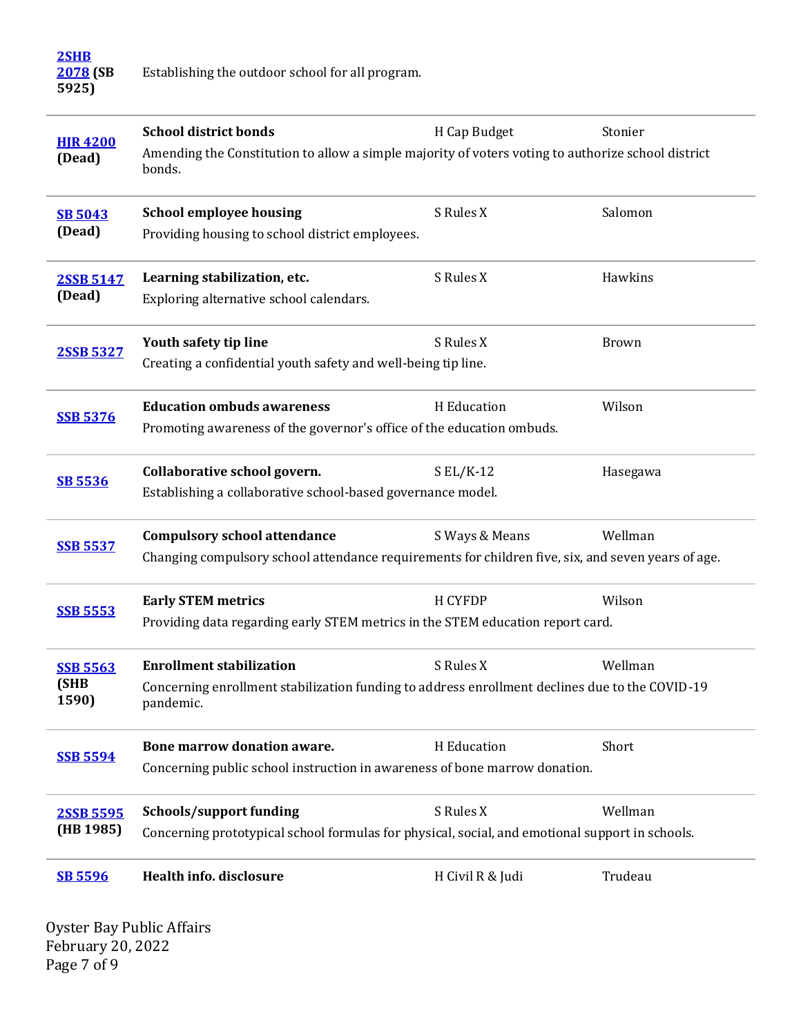| Bill | Description | Committee | Sponsor |
|---|---|---|---|
| 2SHB 2078 (SB 5925) | Establishing the outdoor school for all program. | | |
| HJR 4200 (Dead) | **School district bonds**<br>Amending the Constitution to allow a simple majority of voters voting to authorize school district bonds. | H Cap Budget | Stonier |
| SB 5043 (Dead) | **School employee housing**<br>Providing housing to school district employees. | S Rules X | Salomon |
| 2SSB 5147 (Dead) | **Learning stabilization, etc.**<br>Exploring alternative school calendars. | S Rules X | Hawkins |
| 2SSB 5327 | **Youth safety tip line**<br>Creating a confidential youth safety and well-being tip line. | S Rules X | Brown |
| SSB 5376 | **Education ombuds awareness**<br>Promoting awareness of the governor's office of the education ombuds. | H Education | Wilson |
| SB 5536 | **Collaborative school govern.**<br>Establishing a collaborative school-based governance model. | S EL/K-12 | Hasegawa |
| SSB 5537 | **Compulsory school attendance**<br>Changing compulsory school attendance requirements for children five, six, and seven years of age. | S Ways & Means | Wellman |
| SSB 5553 | **Early STEM metrics**<br>Providing data regarding early STEM metrics in the STEM education report card. | H CYFDP | Wilson |
| SSB 5563 (SHB 1590) | **Enrollment stabilization**<br>Concerning enrollment stabilization funding to address enrollment declines due to the COVID-19 pandemic. | S Rules X | Wellman |
| SSB 5594 | **Bone marrow donation aware.**<br>Concerning public school instruction in awareness of bone marrow donation. | H Education | Short |
| 2SSB 5595 (HB 1985) | **Schools/support funding**<br>Concerning prototypical school formulas for physical, social, and emotional support in schools. | S Rules X | Wellman |
| SB 5596 | **Health info. disclosure** | H Civil R & Judi | Trudeau |

Oyster Bay Public Affairs
February 20, 2022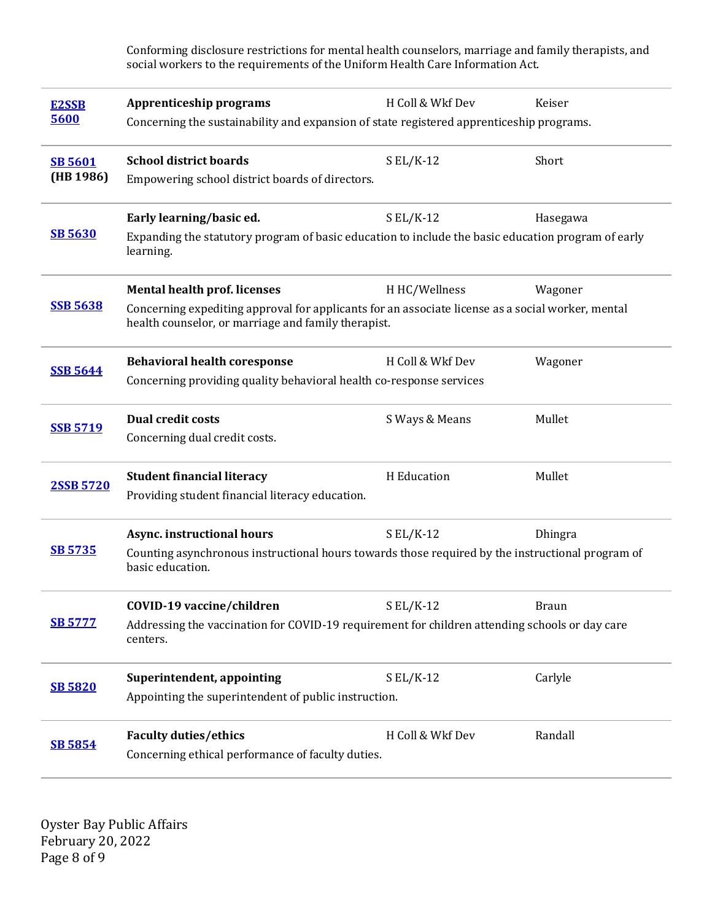Conforming disclosure restrictions for mental health counselors, marriage and family therapists, and social workers to the requirements of the Uniform Health Care Information Act.

| Bill | Title / Description | Committee | Sponsor |
|---|---|---|---|
| **E2SSB 5600** | **Apprenticeship programs**<br>Concerning the sustainability and expansion of state registered apprenticeship programs. | H Coll & Wkf Dev | Keiser |
| **SB 5601 (HB 1986)** | **School district boards**<br>Empowering school district boards of directors. | S EL/K-12 | Short |
| **SB 5630** | **Early learning/basic ed.**<br>Expanding the statutory program of basic education to include the basic education program of early learning. | S EL/K-12 | Hasegawa |
| **SSB 5638** | **Mental health prof. licenses**<br>Concerning expediting approval for applicants for an associate license as a social worker, mental health counselor, or marriage and family therapist. | H HC/Wellness | Wagoner |
| **SSB 5644** | **Behavioral health coresponse**<br>Concerning providing quality behavioral health co-response services | H Coll & Wkf Dev | Wagoner |
| **SSB 5719** | **Dual credit costs**<br>Concerning dual credit costs. | S Ways & Means | Mullet |
| **2SSB 5720** | **Student financial literacy**<br>Providing student financial literacy education. | H Education | Mullet |
| **SB 5735** | **Async. instructional hours**<br>Counting asynchronous instructional hours towards those required by the instructional program of basic education. | S EL/K-12 | Dhingra |
| **SB 5777** | **COVID-19 vaccine/children**<br>Addressing the vaccination for COVID-19 requirement for children attending schools or day care centers. | S EL/K-12 | Braun |
| **SB 5820** | **Superintendent, appointing**<br>Appointing the superintendent of public instruction. | S EL/K-12 | Carlyle |
| **SB 5854** | **Faculty duties/ethics**<br>Concerning ethical performance of faculty duties. | H Coll & Wkf Dev | Randall |

Oyster Bay Public Affairs
February 20, 2022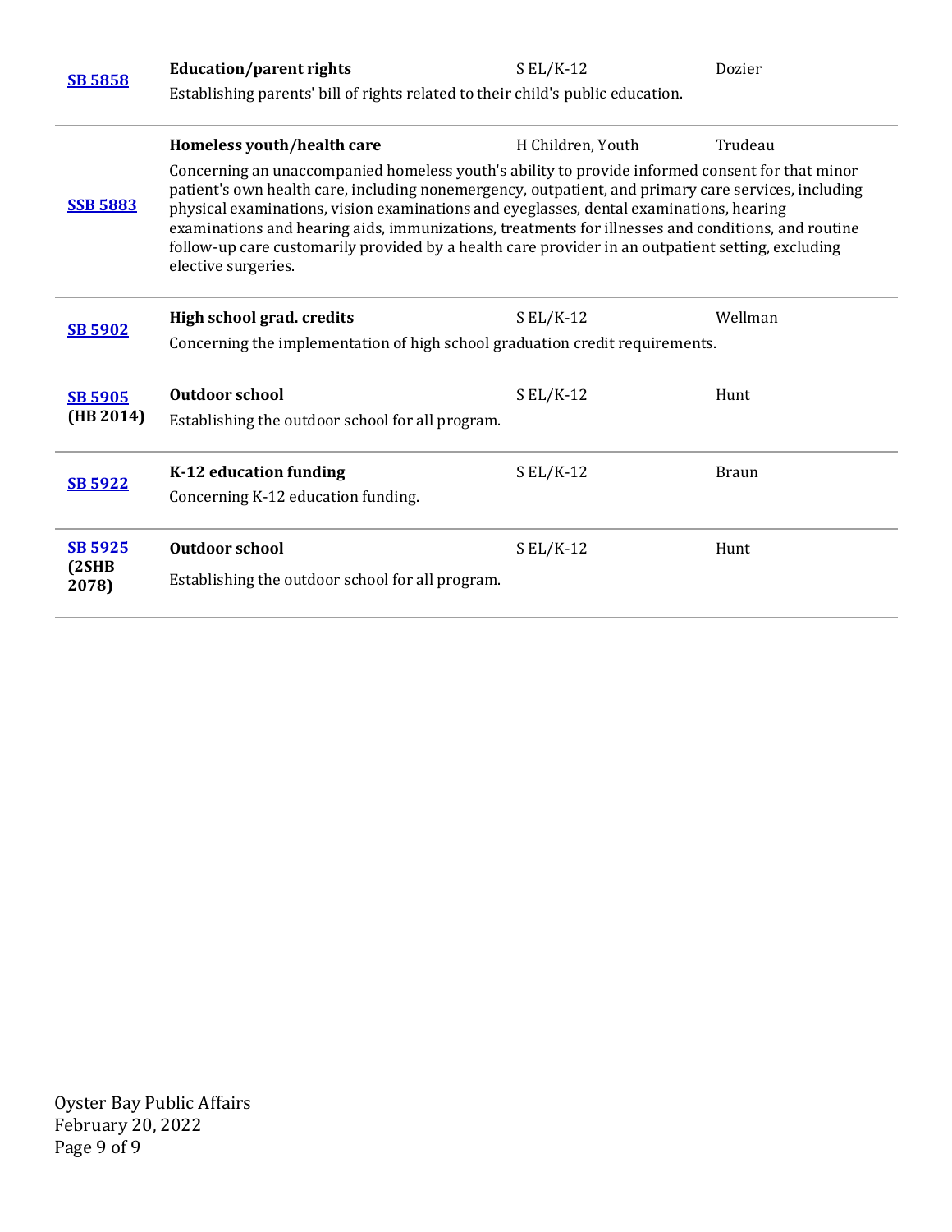| | | | |
|---|---|---|---|
| **SB 5858** | **Education/parent rights**<br>Establishing parents' bill of rights related to their child's public education. | S EL/K-12 | Dozier |
| **SSB 5883** | **Homeless youth/health care**<br>Concerning an unaccompanied homeless youth's ability to provide informed consent for that minor patient's own health care, including nonemergency, outpatient, and primary care services, including physical examinations, vision examinations and eyeglasses, dental examinations, hearing examinations and hearing aids, immunizations, treatments for illnesses and conditions, and routine follow-up care customarily provided by a health care provider in an outpatient setting, excluding elective surgeries. | H Children, Youth | Trudeau |
| **SB 5902** | **High school grad. credits**<br>Concerning the implementation of high school graduation credit requirements. | S EL/K-12 | Wellman |
| **SB 5905** (HB 2014) | **Outdoor school**<br>Establishing the outdoor school for all program. | S EL/K-12 | Hunt |
| **SB 5922** | **K-12 education funding**<br>Concerning K-12 education funding. | S EL/K-12 | Braun |
| **SB 5925** (2SHB 2078) | **Outdoor school**<br>Establishing the outdoor school for all program. | S EL/K-12 | Hunt |

Oyster Bay Public Affairs
February 20, 2022